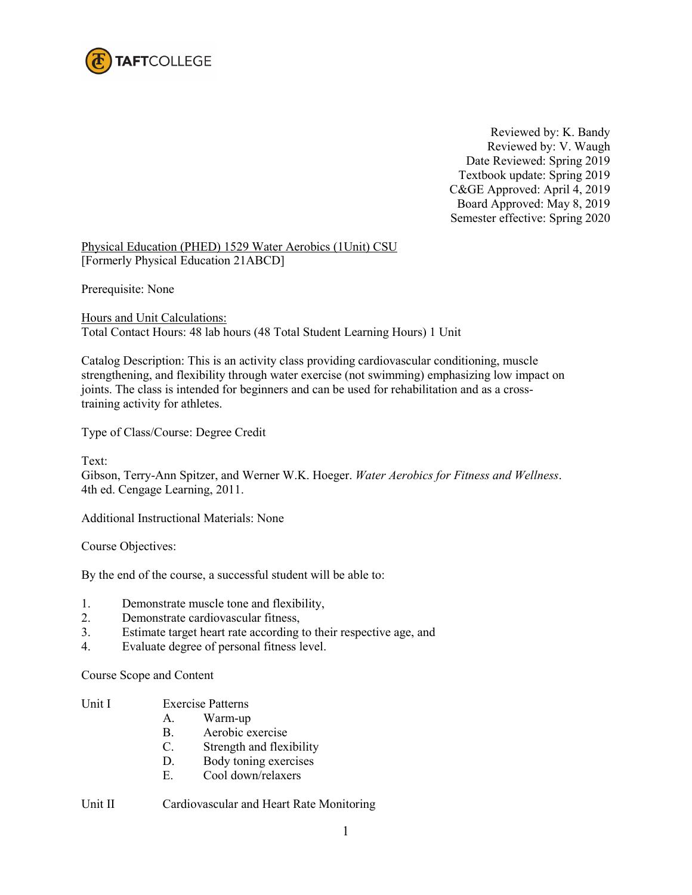TAFTCOLLEGE

Reviewed by: K. Bandy
Reviewed by: V. Waugh
Date Reviewed: Spring 2019
Textbook update: Spring 2019
C&GE Approved: April 4, 2019
Board Approved: May 8, 2019
Semester effective: Spring 2020

Physical Education (PHED) 1529 Water Aerobics (1Unit) CSU
[Formerly Physical Education 21ABCD]

Prerequisite: None

Hours and Unit Calculations:
Total Contact Hours: 48 lab hours (48 Total Student Learning Hours) 1 Unit

Catalog Description: This is an activity class providing cardiovascular conditioning, muscle strengthening, and flexibility through water exercise (not swimming) emphasizing low impact on joints. The class is intended for beginners and can be used for rehabilitation and as a cross-training activity for athletes.

Type of Class/Course: Degree Credit

Text:
Gibson, Terry-Ann Spitzer, and Werner W.K. Hoeger. *Water Aerobics for Fitness and Wellness*. 4th ed. Cengage Learning, 2011.

Additional Instructional Materials: None

Course Objectives:

By the end of the course, a successful student will be able to:

1. Demonstrate muscle tone and flexibility,
2. Demonstrate cardiovascular fitness,
3. Estimate target heart rate according to their respective age, and
4. Evaluate degree of personal fitness level.

Course Scope and Content

Unit I Exercise Patterns
- A. Warm-up
- B. Aerobic exercise
- C. Strength and flexibility
- D. Body toning exercises
- E. Cool down/relaxers

Unit II Cardiovascular and Heart Rate Monitoring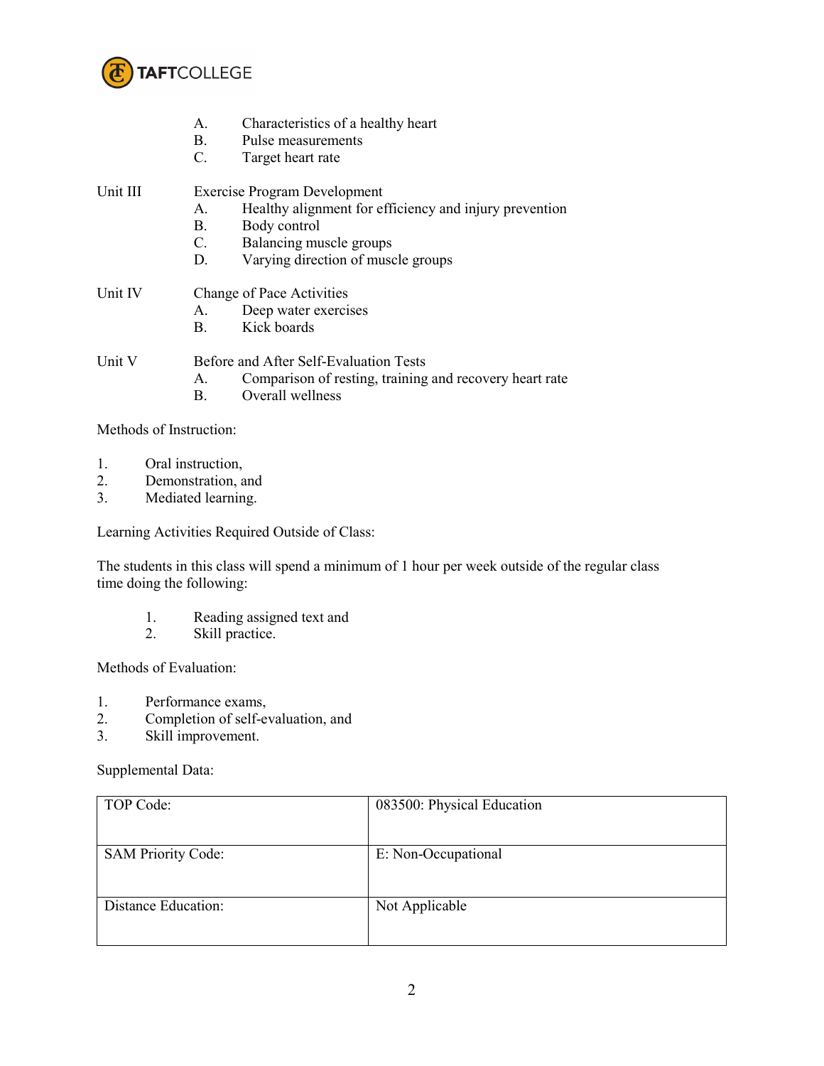A. Characteristics of a healthy heart
B. Pulse measurements
C. Target heart rate

Unit III Exercise Program Development

A. Healthy alignment for efficiency and injury prevention
B. Body control
C. Balancing muscle groups
D. Varying direction of muscle groups

Unit IV Change of Pace Activities

A. Deep water exercises
B. Kick boards

Unit V Before and After Self-Evaluation Tests

A. Comparison of resting, training and recovery heart rate
B. Overall wellness

Methods of Instruction:

1. Oral instruction,
2. Demonstration, and
3. Mediated learning.

Learning Activities Required Outside of Class:

The students in this class will spend a minimum of 1 hour per week outside of the regular class time doing the following:

1. Reading assigned text and
2. Skill practice.

Methods of Evaluation:

1. Performance exams,
2. Completion of self-evaluation, and
3. Skill improvement.

Supplemental Data:

| | |
|---|---|
| TOP Code: | 083500: Physical Education |
| SAM Priority Code: | E: Non-Occupational |
| Distance Education: | Not Applicable |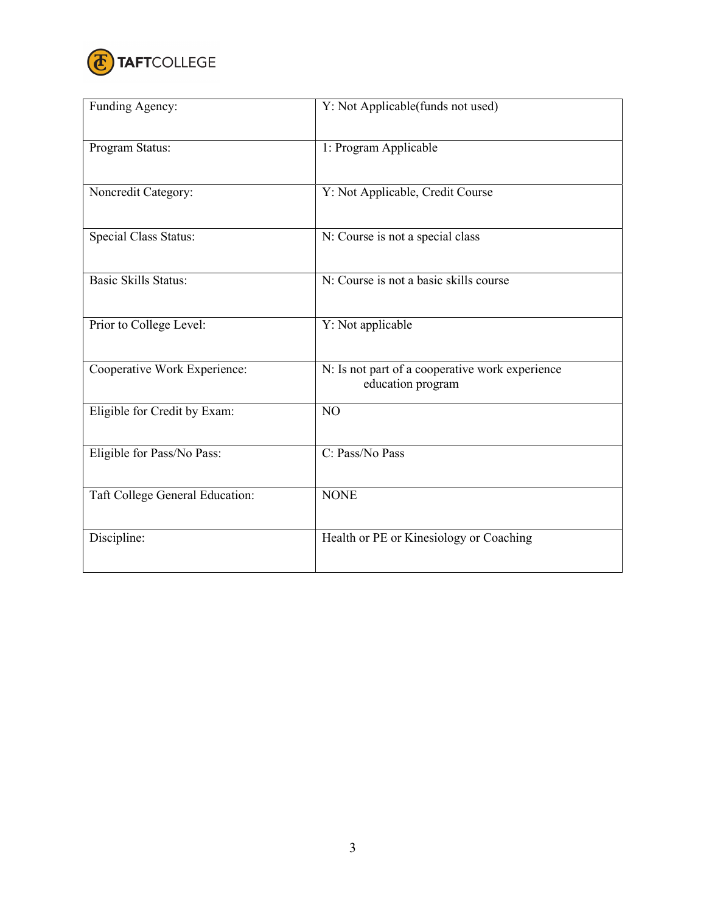| | |
|---|---|
| Funding Agency: | Y: Not Applicable(funds not used) |
| Program Status: | 1: Program Applicable |
| Noncredit Category: | Y: Not Applicable, Credit Course |
| Special Class Status: | N: Course is not a special class |
| Basic Skills Status: | N: Course is not a basic skills course |
| Prior to College Level: | Y: Not applicable |
| Cooperative Work Experience: | N: Is not part of a cooperative work experience education program |
| Eligible for Credit by Exam: | NO |
| Eligible for Pass/No Pass: | C: Pass/No Pass |
| Taft College General Education: | NONE |
| Discipline: | Health or PE or Kinesiology or Coaching |